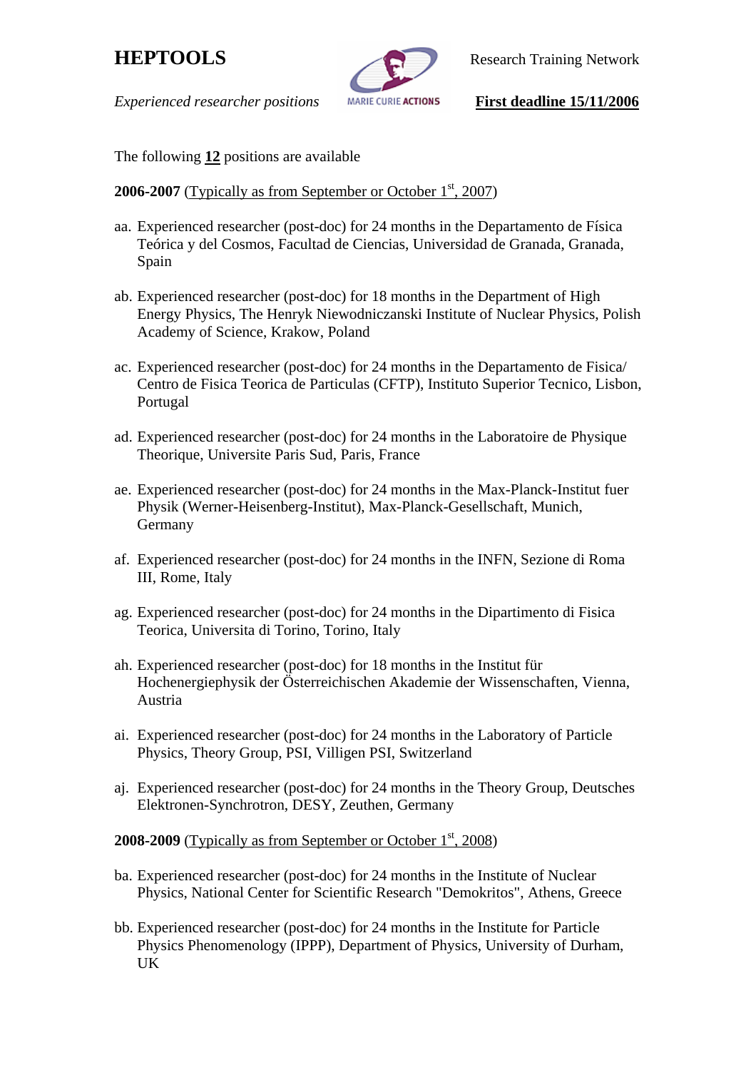# HEPTOOLS

Research Training Network

*Experienced researcher positions*

**First deadline 15/11/2006**

The following **12** positions are available

**2006-2007** (Typically as from September or October 1st, 2007)

aa. Experienced researcher (post-doc) for 24 months in the Departamento de Física Teórica y del Cosmos, Facultad de Ciencias, Universidad de Granada, Granada, Spain

ab. Experienced researcher (post-doc) for 18 months in the Department of High Energy Physics, The Henryk Niewodniczanski Institute of Nuclear Physics, Polish Academy of Science, Krakow, Poland

ac. Experienced researcher (post-doc) for 24 months in the Departamento de Fisica/ Centro de Fisica Teorica de Particulas (CFTP), Instituto Superior Tecnico, Lisbon, Portugal

ad. Experienced researcher (post-doc) for 24 months in the Laboratoire de Physique Theorique, Universite Paris Sud, Paris, France

ae. Experienced researcher (post-doc) for 24 months in the Max-Planck-Institut fuer Physik (Werner-Heisenberg-Institut), Max-Planck-Gesellschaft, Munich, Germany

af. Experienced researcher (post-doc) for 24 months in the INFN, Sezione di Roma III, Rome, Italy

ag. Experienced researcher (post-doc) for 24 months in the Dipartimento di Fisica Teorica, Universita di Torino, Torino, Italy

ah. Experienced researcher (post-doc) for 18 months in the Institut für Hochenergiephysik der Österreichischen Akademie der Wissenschaften, Vienna, Austria

ai. Experienced researcher (post-doc) for 24 months in the Laboratory of Particle Physics, Theory Group, PSI, Villigen PSI, Switzerland

aj. Experienced researcher (post-doc) for 24 months in the Theory Group, Deutsches Elektronen-Synchrotron, DESY, Zeuthen, Germany

**2008-2009** (Typically as from September or October 1st, 2008)

ba. Experienced researcher (post-doc) for 24 months in the Institute of Nuclear Physics, National Center for Scientific Research "Demokritos", Athens, Greece

bb. Experienced researcher (post-doc) for 24 months in the Institute for Particle Physics Phenomenology (IPPP), Department of Physics, University of Durham, UK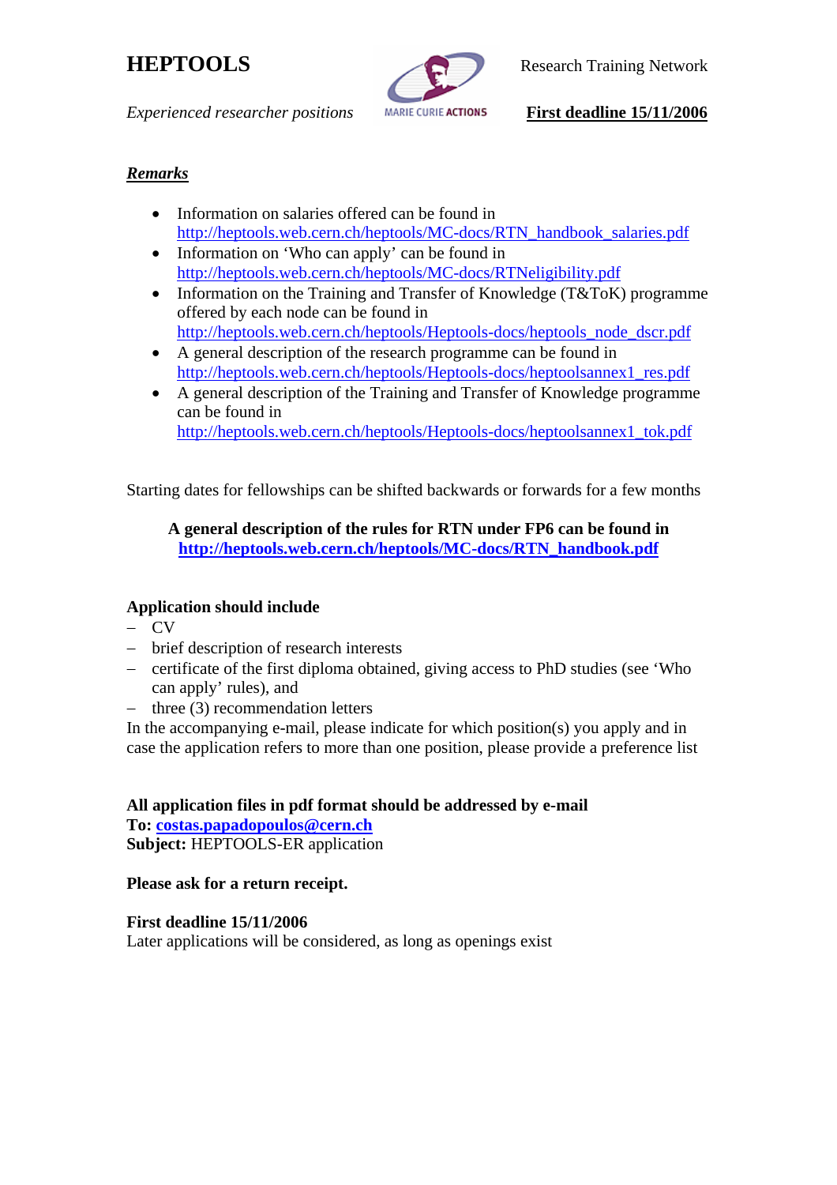**HEPTOOLS** Research Training Network

*Experienced researcher positions* **First deadline 15/11/2006**

***Remarks***

- Information on salaries offered can be found in http://heptools.web.cern.ch/heptools/MC-docs/RTN_handbook_salaries.pdf
- Information on 'Who can apply' can be found in http://heptools.web.cern.ch/heptools/MC-docs/RTNeligibility.pdf
- Information on the Training and Transfer of Knowledge (T&ToK) programme offered by each node can be found in http://heptools.web.cern.ch/heptools/Heptools-docs/heptools_node_dscr.pdf
- A general description of the research programme can be found in http://heptools.web.cern.ch/heptools/Heptools-docs/heptoolsannex1_res.pdf
- A general description of the Training and Transfer of Knowledge programme can be found in http://heptools.web.cern.ch/heptools/Heptools-docs/heptoolsannex1_tok.pdf

Starting dates for fellowships can be shifted backwards or forwards for a few months

**A general description of the rules for RTN under FP6 can be found in http://heptools.web.cern.ch/heptools/MC-docs/RTN_handbook.pdf**

**Application should include**

- CV
- brief description of research interests
- certificate of the first diploma obtained, giving access to PhD studies (see 'Who can apply' rules), and
- three (3) recommendation letters

In the accompanying e-mail, please indicate for which position(s) you apply and in case the application refers to more than one position, please provide a preference list

**All application files in pdf format should be addressed by e-mail**
**To: costas.papadopoulos@cern.ch**
**Subject:** HEPTOOLS-ER application

**Please ask for a return receipt.**

**First deadline 15/11/2006**
Later applications will be considered, as long as openings exist